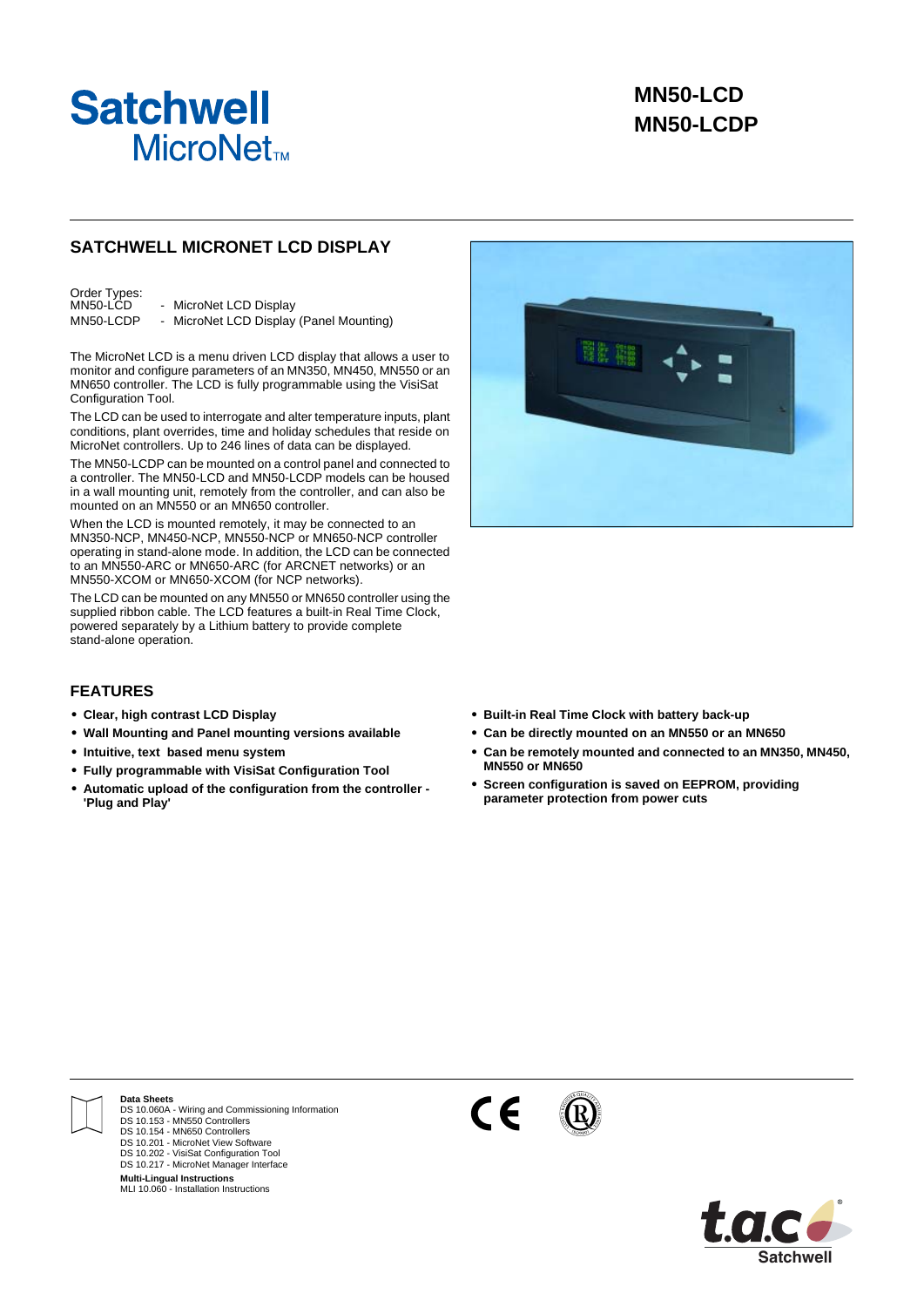# Satchwell MicroNet™

## MN50-LCD
## MN50-LCDP

## SATCHWELL MICRONET LCD DISPLAY

Order Types:

| | |
|---|---|
| MN50-LCD | - MicroNet LCD Display |
| MN50-LCDP | - MicroNet LCD Display (Panel Mounting) |

The MicroNet LCD is a menu driven LCD display that allows a user to monitor and configure parameters of an MN350, MN450, MN550 or an MN650 controller. The LCD is fully programmable using the VisiSat Configuration Tool.

The LCD can be used to interrogate and alter temperature inputs, plant conditions, plant overrides, time and holiday schedules that reside on MicroNet controllers. Up to 246 lines of data can be displayed.

The MN50-LCDP can be mounted on a control panel and connected to a controller. The MN50-LCD and MN50-LCDP models can be housed in a wall mounting unit, remotely from the controller, and can also be mounted on an MN550 or an MN650 controller.

When the LCD is mounted remotely, it may be connected to an MN350-NCP, MN450-NCP, MN550-NCP or MN650-NCP controller operating in stand-alone mode. In addition, the LCD can be connected to an MN550-ARC or MN650-ARC (for ARCNET networks) or an MN550-XCOM or MN650-XCOM (for NCP networks).

The LCD can be mounted on any MN550 or MN650 controller using the supplied ribbon cable. The LCD features a built-in Real Time Clock, powered separately by a Lithium battery to provide complete stand-alone operation.

## FEATURES

- **Clear, high contrast LCD Display**
- **Wall Mounting and Panel mounting versions available**
- **Intuitive, text based menu system**
- **Fully programmable with VisiSat Configuration Tool**
- **Automatic upload of the configuration from the controller - 'Plug and Play'**
- **Built-in Real Time Clock with battery back-up**
- **Can be directly mounted on an MN550 or an MN650**
- **Can be remotely mounted and connected to an MN350, MN450, MN550 or MN650**
- **Screen configuration is saved on EEPROM, providing parameter protection from power cuts**

**Data Sheets**
DS 10.060A - Wiring and Commissioning Information
DS 10.153 - MN550 Controllers
DS 10.154 - MN650 Controllers
DS 10.201 - MicroNet View Software
DS 10.202 - VisiSat Configuration Tool
DS 10.217 - MicroNet Manager Interface

**Multi-Lingual Instructions**
MLI 10.060 - Installation Instructions

t.a.c Satchwell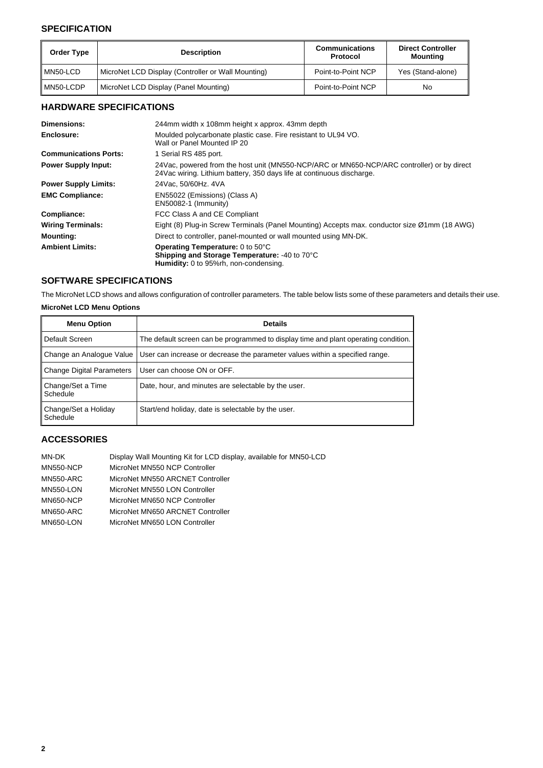## SPECIFICATION

| Order Type | Description | Communications Protocol | Direct Controller Mounting |
|---|---|---|---|
| MN50-LCD | MicroNet LCD Display (Controller or Wall Mounting) | Point-to-Point NCP | Yes (Stand-alone) |
| MN50-LCDP | MicroNet LCD Display (Panel Mounting) | Point-to-Point NCP | No |

## HARDWARE SPECIFICATIONS

**Dimensions:** 244mm width x 108mm height x approx. 43mm depth

**Enclosure:** Moulded polycarbonate plastic case. Fire resistant to UL94 VO.
Wall or Panel Mounted IP 20

**Communications Ports:** 1 Serial RS 485 port.

**Power Supply Input:** 24Vac, powered from the host unit (MN550-NCP/ARC or MN650-NCP/ARC controller) or by direct 24Vac wiring. Lithium battery, 350 days life at continuous discharge.

**Power Supply Limits:** 24Vac, 50/60Hz. 4VA

**EMC Compliance:** EN55022 (Emissions) (Class A)
EN50082-1 (Immunity)

**Compliance:** FCC Class A and CE Compliant

**Wiring Terminals:** Eight (8) Plug-in Screw Terminals (Panel Mounting) Accepts max. conductor size Ø1mm (18 AWG)

**Mounting:** Direct to controller, panel-mounted or wall mounted using MN-DK.

**Ambient Limits:** **Operating Temperature:** 0 to 50°C
**Shipping and Storage Temperature:** -40 to 70°C
**Humidity:** 0 to 95%rh, non-condensing.

## SOFTWARE SPECIFICATIONS

The MicroNet LCD shows and allows configuration of controller parameters. The table below lists some of these parameters and details their use.

**MicroNet LCD Menu Options**

| Menu Option | Details |
|---|---|
| Default Screen | The default screen can be programmed to display time and plant operating condition. |
| Change an Analogue Value | User can increase or decrease the parameter values within a specified range. |
| Change Digital Parameters | User can choose ON or OFF. |
| Change/Set a Time Schedule | Date, hour, and minutes are selectable by the user. |
| Change/Set a Holiday Schedule | Start/end holiday, date is selectable by the user. |

## ACCESSORIES

| | |
|---|---|
| MN-DK | Display Wall Mounting Kit for LCD display, available for MN50-LCD |
| MN550-NCP | MicroNet MN550 NCP Controller |
| MN550-ARC | MicroNet MN550 ARCNET Controller |
| MN550-LON | MicroNet MN550 LON Controller |
| MN650-NCP | MicroNet MN650 NCP Controller |
| MN650-ARC | MicroNet MN650 ARCNET Controller |
| MN650-LON | MicroNet MN650 LON Controller |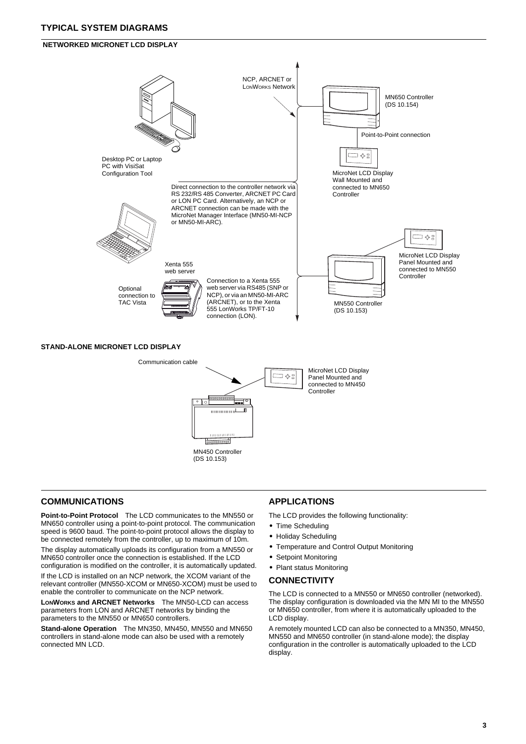## TYPICAL SYSTEM DIAGRAMS

### NETWORKED MICRONET LCD DISPLAY

NCP, ARCNET or LONWORKS Network

MN650 Controller (DS 10.154)

Point-to-Point connection

Desktop PC or Laptop PC with VisiSat Configuration Tool

MicroNet LCD Display Wall Mounted and connected to MN650 Controller

Direct connection to the controller network via RS 232/RS 485 Converter, ARCNET PC Card or LON PC Card. Alternatively, an NCP or ARCNET connection can be made with the MicroNet Manager Interface (MN50-MI-NCP or MN50-MI-ARC).

MicroNet LCD Display Panel Mounted and connected to MN550 Controller

Xenta 555 web server

Optional connection to TAC Vista

Connection to a Xenta 555 web server via RS485 (SNP or NCP), or via an MN50-MI-ARC (ARCNET), or to the Xenta 555 LonWorks TP/FT-10 connection (LON).

MN550 Controller (DS 10.153)

### STAND-ALONE MICRONET LCD DISPLAY

Communication cable

MicroNet LCD Display Panel Mounted and connected to MN450 Controller

MN450 Controller (DS 10.153)

## COMMUNICATIONS

**Point-to-Point Protocol** The LCD communicates to the MN550 or MN650 controller using a point-to-point protocol. The communication speed is 9600 baud. The point-to-point protocol allows the display to be connected remotely from the controller, up to maximum of 10m.

The display automatically uploads its configuration from a MN550 or MN650 controller once the connection is established. If the LCD configuration is modified on the controller, it is automatically updated.

If the LCD is installed on an NCP network, the XCOM variant of the relevant controller (MN550-XCOM or MN650-XCOM) must be used to enable the controller to communicate on the NCP network.

**LONWORKS and ARCNET Networks** The MN50-LCD can access parameters from LON and ARCNET networks by binding the parameters to the MN550 or MN650 controllers.

**Stand-alone Operation** The MN350, MN450, MN550 and MN650 controllers in stand-alone mode can also be used with a remotely connected MN LCD.

## APPLICATIONS

The LCD provides the following functionality:

- Time Scheduling
- Holiday Scheduling
- Temperature and Control Output Monitoring
- Setpoint Monitoring
- Plant status Monitoring

## CONNECTIVITY

The LCD is connected to a MN550 or MN650 controller (networked). The display configuration is downloaded via the MN MI to the MN550 or MN650 controller, from where it is automatically uploaded to the LCD display.

A remotely mounted LCD can also be connected to a MN350, MN450, MN550 and MN650 controller (in stand-alone mode); the display configuration in the controller is automatically uploaded to the LCD display.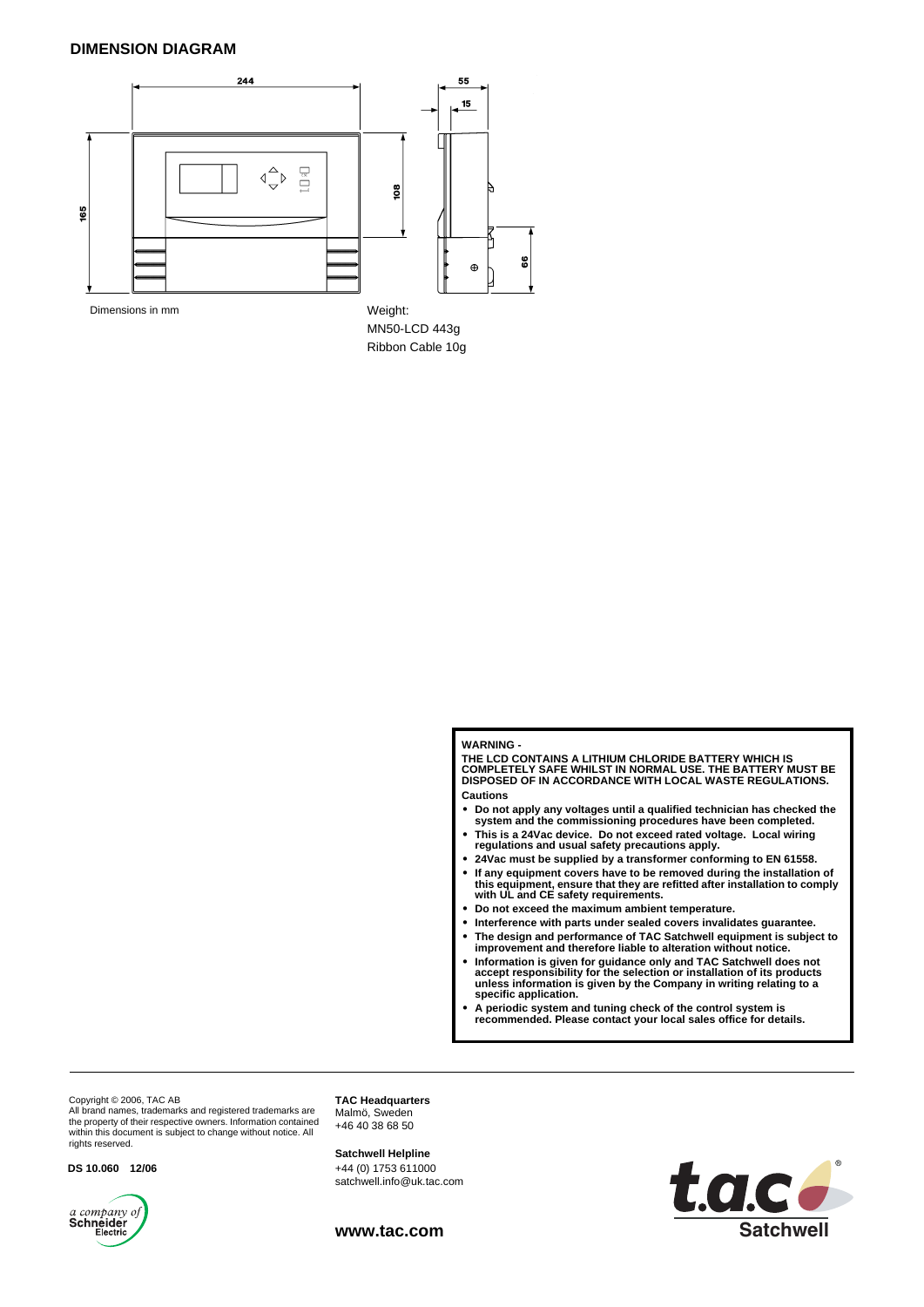## DIMENSION DIAGRAM

244

55

15

165

108

66

Dimensions in mm

Weight:
MN50-LCD 443g
Ribbon Cable 10g

**WARNING -**

**THE LCD CONTAINS A LITHIUM CHLORIDE BATTERY WHICH IS COMPLETELY SAFE WHILST IN NORMAL USE. THE BATTERY MUST BE DISPOSED OF IN ACCORDANCE WITH LOCAL WASTE REGULATIONS.**

**Cautions**

- **Do not apply any voltages until a qualified technician has checked the system and the commissioning procedures have been completed.**
- **This is a 24Vac device. Do not exceed rated voltage. Local wiring regulations and usual safety precautions apply.**
- **24Vac must be supplied by a transformer conforming to EN 61558.**
- **If any equipment covers have to be removed during the installation of this equipment, ensure that they are refitted after installation to comply with UL and CE safety requirements.**
- **Do not exceed the maximum ambient temperature.**
- **Interference with parts under sealed covers invalidates guarantee.**
- **The design and performance of TAC Satchwell equipment is subject to improvement and therefore liable to alteration without notice.**
- **Information is given for guidance only and TAC Satchwell does not accept responsibility for the selection or installation of its products unless information is given by the Company in writing relating to a specific application.**
- **A periodic system and tuning check of the control system is recommended. Please contact your local sales office for details.**

Copyright © 2006, TAC AB
All brand names, trademarks and registered trademarks are the property of their respective owners. Information contained within this document is subject to change without notice. All rights reserved.

**DS 10.060 12/06**

a company of Schneider Electric

**TAC Headquarters**
Malmö, Sweden
+46 40 38 68 50

**Satchwell Helpline**
+44 (0) 1753 611000
satchwell.info@uk.tac.com

**www.tac.com**

t.a.c Satchwell